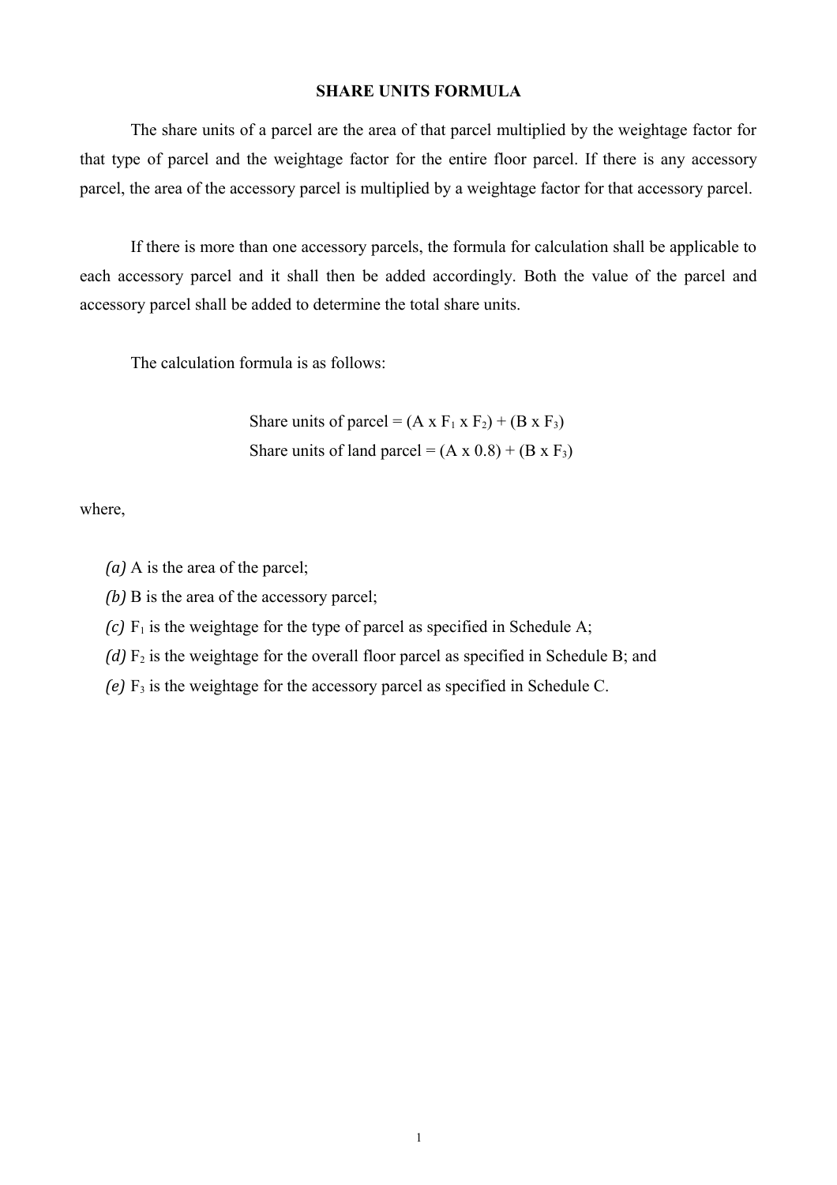# SHARE UNITS FORMULA

The share units of a parcel are the area of that parcel multiplied by the weightage factor for that type of parcel and the weightage factor for the entire floor parcel. If there is any accessory parcel, the area of the accessory parcel is multiplied by a weightage factor for that accessory parcel.

If there is more than one accessory parcels, the formula for calculation shall be applicable to each accessory parcel and it shall then be added accordingly. Both the value of the parcel and accessory parcel shall be added to determine the total share units.

The calculation formula is as follows:

$$\text{Share units of parcel} = (A \times F_1 \times F_2) + (B \times F_3)$$

$$\text{Share units of land parcel} = (A \times 0.8) + (B \times F_3)$$

where,

*(a)* A is the area of the parcel;

*(b)* B is the area of the accessory parcel;

*(c)* $F_1$ is the weightage for the type of parcel as specified in Schedule A;

*(d)* $F_2$ is the weightage for the overall floor parcel as specified in Schedule B; and

*(e)* $F_3$ is the weightage for the accessory parcel as specified in Schedule C.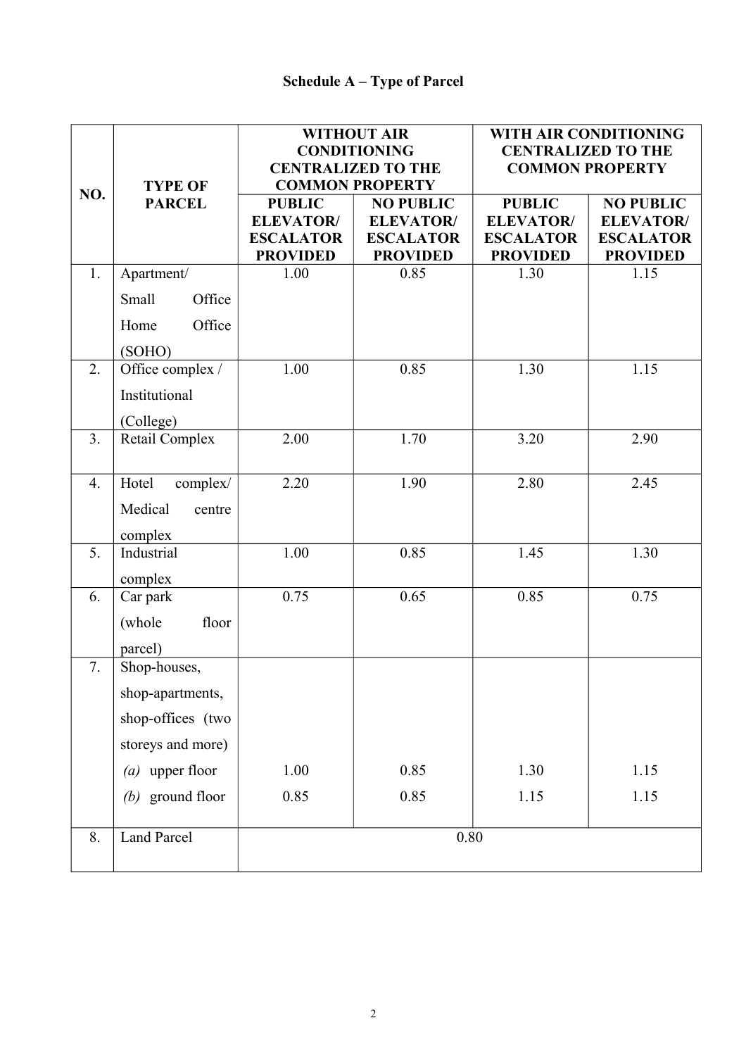**Schedule A – Type of Parcel**

| NO. | TYPE OF PARCEL | WITHOUT AIR CONDITIONING CENTRALIZED TO THE COMMON PROPERTY | | WITH AIR CONDITIONING CENTRALIZED TO THE COMMON PROPERTY | |
|---|---|---|---|---|---|
| | | PUBLIC ELEVATOR/ ESCALATOR PROVIDED | NO PUBLIC ELEVATOR/ ESCALATOR PROVIDED | PUBLIC ELEVATOR/ ESCALATOR PROVIDED | NO PUBLIC ELEVATOR/ ESCALATOR PROVIDED |
| 1. | Apartment/ Small Office Home Office (SOHO) | 1.00 | 0.85 | 1.30 | 1.15 |
| 2. | Office complex / Institutional (College) | 1.00 | 0.85 | 1.30 | 1.15 |
| 3. | Retail Complex | 2.00 | 1.70 | 3.20 | 2.90 |
| 4. | Hotel complex/ Medical centre complex | 2.20 | 1.90 | 2.80 | 2.45 |
| 5. | Industrial complex | 1.00 | 0.85 | 1.45 | 1.30 |
| 6. | Car park (whole floor parcel) | 0.75 | 0.65 | 0.85 | 0.75 |
| 7. | Shop-houses, shop-apartments, shop-offices (two storeys and more) | | | | |
| | *(a)* upper floor | 1.00 | 0.85 | 1.30 | 1.15 |
| | *(b)* ground floor | 0.85 | 0.85 | 1.15 | 1.15 |
| 8. | Land Parcel | 0.80 | | | |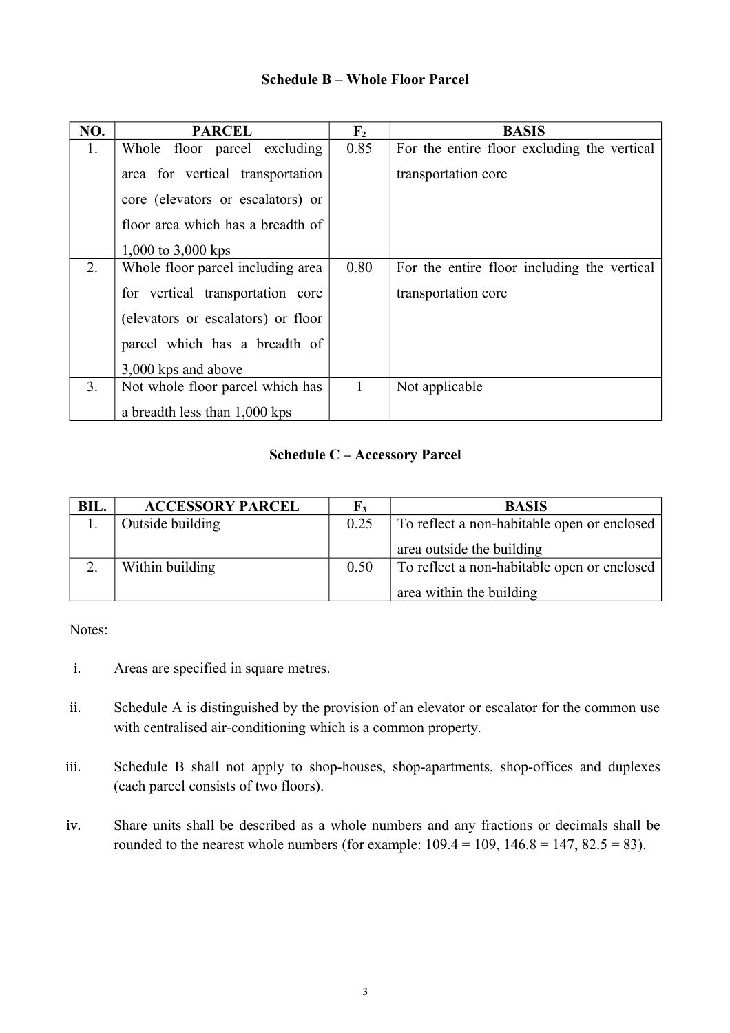**Schedule B – Whole Floor Parcel**

| NO. | PARCEL | $F_2$ | BASIS |
|---|---|---|---|
| 1. | Whole floor parcel excluding area for vertical transportation core (elevators or escalators) or floor area which has a breadth of 1,000 to 3,000 kps | 0.85 | For the entire floor excluding the vertical transportation core |
| 2. | Whole floor parcel including area for vertical transportation core (elevators or escalators) or floor parcel which has a breadth of 3,000 kps and above | 0.80 | For the entire floor including the vertical transportation core |
| 3. | Not whole floor parcel which has a breadth less than 1,000 kps | 1 | Not applicable |

**Schedule C – Accessory Parcel**

| BIL. | ACCESSORY PARCEL | $F_3$ | BASIS |
|---|---|---|---|
| 1. | Outside building | 0.25 | To reflect a non-habitable open or enclosed area outside the building |
| 2. | Within building | 0.50 | To reflect a non-habitable open or enclosed area within the building |

Notes:

i. Areas are specified in square metres.

ii. Schedule A is distinguished by the provision of an elevator or escalator for the common use with centralised air-conditioning which is a common property.

iii. Schedule B shall not apply to shop-houses, shop-apartments, shop-offices and duplexes (each parcel consists of two floors).

iv. Share units shall be described as a whole numbers and any fractions or decimals shall be rounded to the nearest whole numbers (for example: 109.4 = 109, 146.8 = 147, 82.5 = 83).